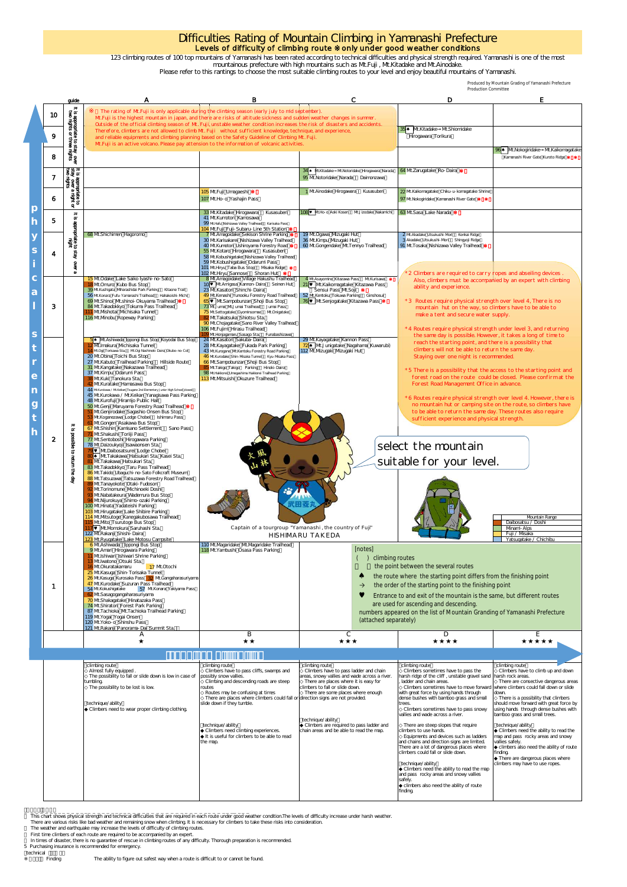# Difficulties Rating of Mountain Climbing in Yamanashi Prefecture

## Levels of difficulty of climbing route ※only under good weather conditions

123 climbing routes of 100 top mountains of Yamanashi has been rated according to technical difficulties and physical strength required. Yamanashi is one of the most mountainous prefecture with high mountains such as Mt.Fuji , Mt.Kitadake and Mt.Ainodake.
Please refer to this rantings to choose the most suitable climbing routes to your level and enjoy beautiful mountains of Yamanashi.

Produced by Mountain Grading of Yamanashi Prefecture Production Committee

※ The rating of Mt.Fuji is only applicable during the climbing season (early july to mid september).
Mt.Fuji is the highest mountain in japan, and there are risks of altitude sickness and sudden weather changes in summer.
Outside of the official climbing season of Mt. Fuji, unstable weather condition increases the risk of disasters and accidents.
Therefore, climbers are not allowed to climb Mt. Fuji without sufficient knowledge, technique, and experience, and reliable equipments and climbing planning based on the Safety Guideline of Climbing Mt. Fuji.
Mt.Fuji is an active volcano. Please pay attention to the information of volcanic activities.

| Physical Strength | guide | A | B | C | D | E |
|---|---|---|---|---|---|---|
| 10 | It is appropriate to stay over two nights or three nights | | | | | |
| 9 | | | | | 35♠ Mt.Kitadake→Mt.Shiomidake (Hirogawara・Torikura) | |
| 8 | | | | | | 96♠ Mt.Nokogiridake→Mt.Kaikomagatake (Kamanashi River Gate・Kuroto Ridge)※ |
| 7 | It is appropriate to stay over two nights | | | 34♠ Mt.Kitadake→Mt.Notoridake(Hirogawara・Narada) 95 Mt.Notoridake(Narada・Daimonzawa) | 64 Mt.Zarugatake(Ro- Daira)※ | |
| 6 | It is appropriate to stay over a night or two nights | | 105 Mt.Fuji(Umagaeshi)※ 107 Mt.Ho- o(Yashajin Pass) | 1 Mt.Ainodake(Hirogawara・Kusasuberi) | 22 Mt.Kaikomagatake(Chiku- u- komagatake Shrine) 97 Mt.Nokogiridake(Kamanashi River Gate)※ | |
| 5 | It is appropriate to stay over a night | | 33 Mt.Kitadake(Hirogawara・Kusasuberi) 41 Mt.Kumotori(Kamosawa) 99 Mt.Haku(Nishiyama Valley Trailhead・Karisaka Pass) 104 Mt.Fuji(Fuji- Subaru- Line 5th Station)※ | 108♥ Mt.Ho- o(Aoki Kosen・Mt. Izodake(Nakamichi)) | 63 Mt.Sasa(Lake Narada)※ | |
| 4 | | 68 Mt.Shichimen(Hagoromo) | 7 Mt.Amigasa(Sekison Shrine Parking)※ 30 Mt.Karisaka(Nishizawa Valley Trailhead) 40 Mt.Kumotori(Ushiroyama Forestry Road)※ 55 Mt.Kotaro(Hirogawara・Kusasuberi) 58 Mt.Kobushigatake(Nishizawa Valley Trailhead) 59 Mt.Kobushigatake(Odaruni Pass) 101 Mt.Hiryu(Taba Bus Stop・Misaka Ridge)※ 102 Mt.Hiryu(Sannose・Shoran Hut)※ | 19 Mt.Ogawa(Mizugaki Hut) 36 Mt.Kimpu(Mizugaki Hut) 60 Mt.Gongendake(Mt.Tennyo Trailhead) | 2 Mt.Akadake(Utsukushi- Mori・Kenkai Ridge) 3 Akadake(Utsukushi- Mori・Shingyoji Ridge) 91 Mt.Tosaka(Nishizawa Valley Trailhead)※ | |
| 3 | | 15 Mt.Odake(Lake Saiko Iyashi- no- Sato) 18 Mt.Omuro(Kubo Bus Stop) 39 Mt.Kushigata(Minamialps Park Parking・Kitaone Trail) 56 Mt.Konara(Fufu- Yamanashi Trailhead・Hahakoishi- Michi) 69 Mt.Shino(Mt.shinoi- Okuyama Trailhead)※ 84 Mt.Takadokkyo(Tokuma Pass Trailhead) 111 Mt.Mishotai(Michisaka Tunnel) 116 Mt.Minobu(Ropeway Parking) | 8 Mt.Amigasa(Village Hakushu Trailhead)※ 10♥ Mt.Amigasa(Kannon- Daira・Seinen Hut) 23 Mt.Kasatori(Shinchi- Daira) 49 Mt.Kenashi(Yunooku Forestry Road Trailhead) 65♥ Mt.Sampobunzan(Shoji Bus Stop) 73 Mt.Umai(Mt.Jumai Trailhead・Jumai Pass) 75 Mt.Settogatake(Gyomonsama・Mt.Onigatake) 82 Mt.Takasuka(Shiotsu Sta.) 90 Mt.Chojagatake(Sano River Valley Trailhead) 106 Mt.Fujimi(Hirasu Trailhead) 109 Mt.Honjagamaru(Sasago Sta.・Funabashizawa) | 4 Mt.Asayomine(Kitazawa Pass・Mt.Kurisawa)※ 21♥ Mt.Kaikomagatake(Kitazawa Pass) 24 Mt.Kasatori(Sensui Pass・Mt.Soji)※ 52 Mt.Kentoku(Tokuwa Parking・Ginshosui) 72♠ Mt.Junigatake(Nagahama・Kuwaurubi) 76♥ Mt.Senjogatake(Kitazawa Pass)※ | | |
| 2 | It is possible to return the day | 5♠ Mt.Ashiwada(Jpponji Bus Stop・Koyodai Bus Stop) 12 Mt.Imakura(Michisaka Tunnel) 14 Mt.Ogi(Torisawa Sta.・Mt.Ogi Nashinoki- Daira(Okubo- no- Col)) 20 Mt.Obina(Toichi Bus Stop) 27 Mt.Kabuto(Trailhead Parking・Hillside Route) 31 Mt.Kangatake(Nakazawa Trailhead) 37 Mt.Kimpu(Odaruni Pass) 38 Mt.Kuki(Tanokura Sta.) 42 Mt.Kuratake(Hamasawa Bus Stop) 44 Mt.Kurakawa / Mt.Keikan(Tsugane 2nd Elementary / Junior High School(closed)) 45 Mt.Kurokawa / Mt.Keikan(Yanagisawa Pass Parking) 48 Mt.Kurofuji(Hiramijo Public Hall) 50 Mt.Genji(Maruyama Forestry Road Trailhead)※ 51 Mt.Genjirodake(Sagashio Onsen Bus Stop) 53 Mt.Koganezawa(Lodge Chobei・Ishimaru Pass) 61 Mt.Gongen(Asakawa Bus Stop) 67 Mt.Shishin(Kamisano Settlement・Sano Pass) 71 Mt.Shakushi(Toriiji Pass) 77 Mt.Sentobosi(Hirogawara Parking) 78 Mt.Daizoukyoji(Isawaonsen Sta.) 79♥ Mt.Daibosatsurei(Lodge Chobei) 80♠ Mt.Takakawa(Hatsukari Sta.・Kasei Sta.) 81 Mt.Takakawa(Hatsukari Sta.) 83 Mt.Takadokkyo(Taru Pass Trailhead) 86 Mt.Takido(Ubaguchi- no- Sato Folkcraft Museum) 88 Mt.Tatsuzawa(Tatsuzawa Forestry Road Trailhead) 89 Mt.Tanayokote(Otaki- Fudoson) 92 Mt.Torinomune(Michinoeki Doshi) 93 Mt.Nabatakeura(Wadamura Bus Stop) 94 Mt.Nijurokuya(Shimo- ozaki Parking) 100 Mt.Hinata(Yadateishi Parking) 103 Mt.Hirugatake(Lake Shibire Parking) 114 Mt.Mitsutoge(Kanegakubosawa Trailhead) 115 Mt.Mito(Tsurutoge Bus Stop) 117♥ Mt.Momokura(Saruhashi Sta.) 122 Mt.Rakanji(Shishi- Daira) 123 Mt.Ryugatake(Lake Motosu Campsite) | 24 Mt.Kasatori(Sakuba- Daira) 28 Mt.Kayagatake(Fukada Park Parking) 43 Mt.Kurogane(Mt.Kentoku Forestry Road Parking) 46 Mt.Kurodake(Shin- Misaka Tunnel・Kyu- Misaka Pass) 66 Mt.Sampobunzan(Shoji Bus Stop) 85 Mt.Takigo(Takigo・Parking・Hiroki- Daira) 98 Mt.Hakkoroi(Umegashima Hakkoroi Trailhead Parking) 113 Mt.Mitsuishi(Okuzure Trailhead) | 29 Mt.Kayagatake(Kannon Pass) 112 Mt.Mizugaki(Mizugaki Hut) | | |
| 1 | | 6 Mt.Ashiwada(Jpponji Bus Stop) 9 Mt.Amari(Hirogawara Parking) 11 Mt.Ishiwari(Ishiwari Shrine Parking) 13 Mt.Iwadono(Otsuki Sta.) 16 Mt.Okuratakamaru 17 Mt.Otochi 25 Mt.Kasuga(Shin- Torisaka Tunnel) 26 Mt.Kasuga(Kurosaka Pass) 32 Mt.Gangaharasuriyama 47 Mt.Kurodake(Suzuran Pass Trailhead) 54 Mt.Kokushigatake 57 Mt.Konara(Yakiyama Pass) 62 Mt.Sasagogangaharasuriyama 70 Mt.Shakagatake(Hinatazaka Pass) 74 Mt.Shiraton(Forest Park Parking) 87 Mt.Tachioka(Mt.Tachioka Trailhead Parking) 119 Mt.Yogai(Yogai Onsen) 120 Mt.Yoko- o(Shinshu Pass) 121 Mt.Rakanji(Panorama- Dai・Summit Sta.) | 110 Mt.Magaridake(Mt.Magaridake Trailhead) 118 Mt.Yambushi(Osasa Pass Parking) | | | |
| | | A ★ | B ★★ | C ★★★ | D ★★★★ | E ★★★★★ |

*2 Climbers are required to carry ropes and abseiling devices . Also, climbers must be accompanied by an expert with climbing ability and experience.

*3 Routes require physical strength over level 4, There is no mountain hut on the way, so climbers have to be able to make a tent and secure water supply.

*4 Routes require physical strength under level 3, and returning the same day is possible. However, it takes a long of time to reach the starting point, and there is a possibility that climbers will not be able to return the same day. Staying over one night is recommended.

*5 There is a possibility that the access to the starting point and forest road on the route could be closed. Please confirmat the Forest Road Management Office in advance.

*6 Routes require physical strength over level 4. However, there is no mountain hut or camping site on the route, so climbers have to be able to return the same day. These routes also require sufficient experience and physical strength.

select the mountain suitable for your level.

Captain of a tourgroup "Yamanashi, the country of Fuji" HISHIMARU TAKEDA

Mountain Range: Daibosatsu / Doshi; Minami-Alps; Fuji / Misaka; Yatsugatake / Chichibu

[notes]
( ) climbing routes
・ the point between the several routes
♠ the route where the starting point differs from the finishing point
→ the order of the starting point to the finishing point
♥ Entrance to and exit of the mountain is the same, but different routes are used for ascending and descending.
numbers appeared on the list of Mountain Grading of Yamanashi Prefecture (attached separately)

| A | B | C | D | E |
|---|---|---|---|---|
| [climbing route] ◇ Almost fully equipped . ◇ The possibility to fall or slide down is low in case of tumbling. ◇ The possibility to be lost is low. [technique/ ability] ◆ Climbers need to wear proper climbing clothing. | [climbing route] ◇ Climbers have to pass cliffs, swamps and possibly snow vallies. ◇ Climbing and descending roads are steep routes ◇ Routes may be confusing at times ◇ There are places where climbers could fall or slide down if they tumble. [technique/ ability] ◆ Climbers need climbing experiences. ◆ It is useful for climbers to be able to read the map. | [climbing route] ◇ Climbers have to pass ladder and chain areas, snowy vallies and wade across a river. ◇ There are places where it is easy for climbers to fall or slide down. ◇ There are some places where enough direction signs are not provided. [technique/ ability] ◆ Climbers are required to pass ladder and chain areas and be able to read the map. | [climbing route] ◇ Climbers sometimes have to pass the harsh ridge of the cliff , unstable gravel sand , ladder and chain areas. ◇ Climbers sometimes have to move forward with great force by using hands through dense bushes with bamboo grass and small trees. ◇ Climbers sometimes have to pass snowy vallies and wade across a river. ◇ There are steep slopes that require climbers to use hands. ◇ Equipments and devices such as ladders and chains and direction signs are limited. There are a lot of dangerous places where climbers could fall or slide down. [technique/ ability] ◆ Climbers need the ability to read the map and pass rocky areas and snowy vallies safely. ◆ climbers also need the ability of route finding. | [climbing route] ◇ Climbers have to climb up and down harsh rock areas. ◇ There are consecutive dangerous areas where climbers could fall down or slide down. ◇ There is a possibility that climbers should move forward with great force by using hands through dense bushes with bamboo grass and small trees. [technique/ ability] ◆ Climbers need the ability to read the map and pass rocky areas and snowy vallies safely. ◆ climbers also need the ability of route finding. ◆ There are dangerous places where climbers may have to use ropes. |

・ This chart shows physical strength and technical difficulties that are required in each route under good weather condition.The levels of difficulty increase under harsh weather. There are various risks like bad weather and remaining snow when climbing. It is necessary for climbers to take these risks into consideration.
・ The weather and earthquake may increase the levels of difficulty of climbing routes.
・ First time climbers of each route are required to be accompanied by an expert.
・ In times of disaster, there is no guarantee of rescue in climbing routes of any difficulty. Thorough preparation is recommended.
5 Purchasing insurance is recommended for emergency.

[technical]
※ Finding: The ability to figure out safest way when a route is difficult to or cannot be found.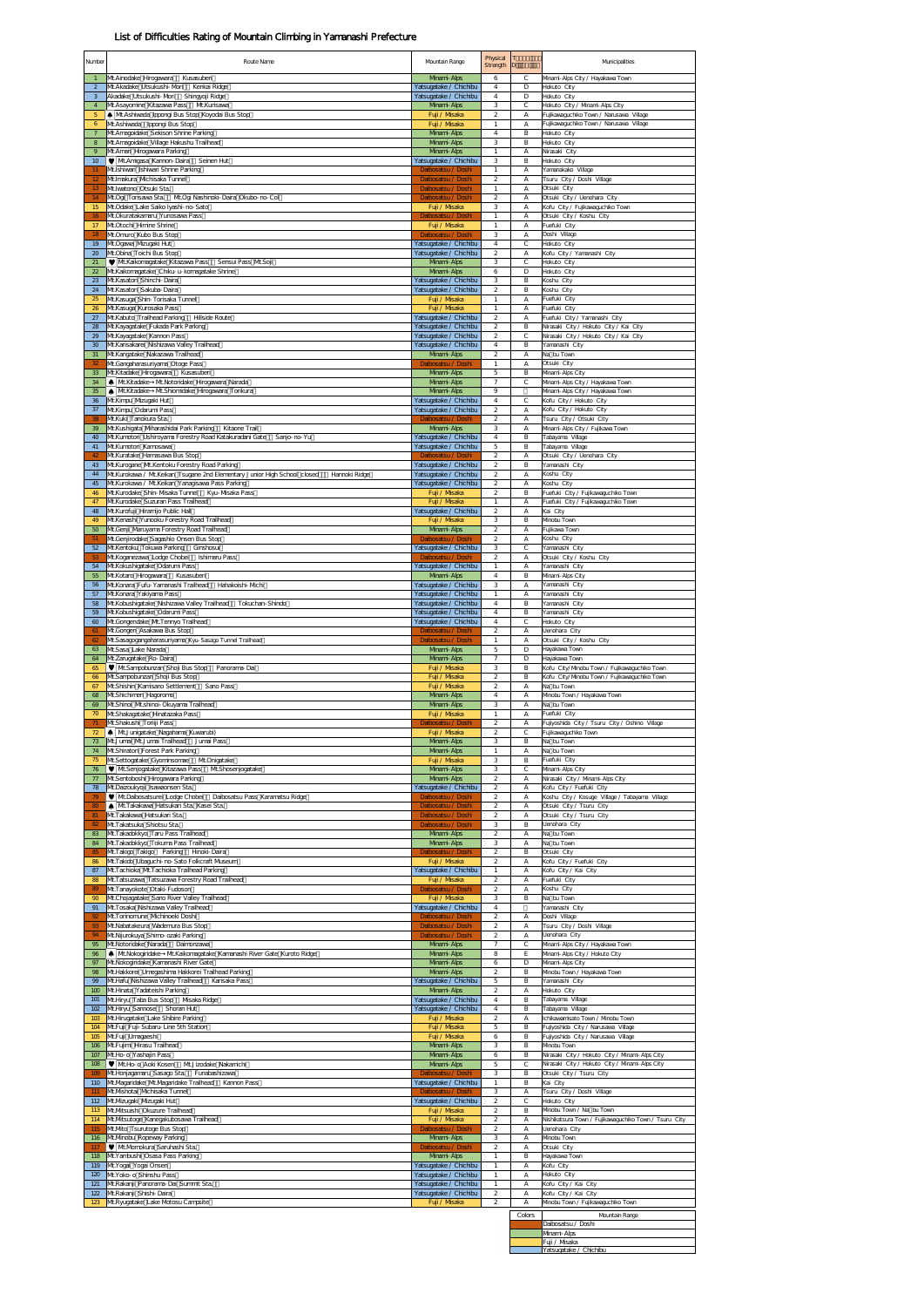# List of Difficulties Rating of Mountain Climbing in Yamanashi Prefecture

| Number | Route Name | Mountain Range | Physical Strength | T | Municipalities |
|---|---|---|---|---|---|
| 1 | Mt.Ainodake（Hirogawara）～Kusasuberi） | Minami-Alps | 6 | C | Minami-Alps City / Hayakawa Town |
| 2 | Mt.Akadake（Utsukushi-Mori）～Kenkai Ridge） | Yatsugatake / Chichibu | 4 | D | Hokuto City |
| 3 | Akadake（Utsukushi-Mori）～Shingyoji Ridge） | Yatsugatake / Chichibu | 4 | D | Hokuto City |
| 4 | Mt.Asayomine（Kitazawa Pass）～Mt.Kurisawa） | Minami-Alps | 3 | C | Hokuto City / Minami-Alps City |
| 5 | ♠ Mt.Ashiwada（Ippongi Bus Stop～Koyodai Bus Stop） | Fuji / Misaka | 2 | A | Fujikawaguchiko Town / Narusawa Village |
| 6 | Mt.Ashiwada（Ippongi Bus Stop） | Fuji / Misaka | 1 | A | Fujikawaguchiko Town / Narusawa Village |
| 7 | Mt.Amegoidake（Sekison Shrine Parking） | Minami-Alps | 4 | B | Hokuto City |
| 8 | Mt.Amegoidake（Village Hakushu Trailhead） | Minami-Alps | 3 | B | Hokuto City |
| 9 | Mt.Amari（Hirogawara Parking） | Minami-Alps | 1 | A | Nirasaki City |
| 10 | ♥ Mt.Amigasa（Kannon-Daira）～Seinen Hut） | Yatsugatake / Chichibu | 3 | B | Hokuto City |
| 11 | Mt.Ishiwari（Ishiwari Shrine Parking） | Daibosatsu / Doshi | 1 | A | Yamanakako Village |
| 12 | Mt.Imakura（Michisaka Tunnel） | Daibosatsu / Doshi | 2 | A | Tsuru City / Doshi Village |
| 13 | Mt.Iwatono（Otsuki Sta.） | Daibosatsu / Doshi | 1 | A | Otsuki City |
| 14 | Mt.Ogi（Torisawa Sta.）～Mt.Ogi Nashinoki-Daira（Okubo-no-Col） | Daibosatsu / Doshi | 2 | A | Otsuki City / Uenohara City |
| 15 | Mt.Odake（Lake Saiko Iyashi-no-Sato） | Fuji / Misaka | 3 | A | Kofu City / Fujikawaguchiko Town |
| 16 | Mt.Okuratakamaru（Yunosawa Pass） | Daibosatsu / Doshi | 1 | A | Otsuki City / Koshu City |
| 17 | Mt.Otochi（Himine Shrine） | Fuji / Misaka | 1 | A | Fuefuki City |
| 18 | Mt.Omuro（Kubo Bus Stop） | Daibosatsu / Doshi | 3 | A | Doshi Village |
| 19 | Mt.Ogawa（Mizugaki Hut） | Yatsugatake / Chichibu | 4 | C | Hokuto City |
| 20 | Mt.Obina（Toichi Bus Stop） | Yatsugatake / Chichibu | 2 | A | Kofu City / Yamanashi City |
| 21 | ♥ Mt.Kaikomagatake（Kitazawa Pass）～Sensui Pass（Mt.Soji） | Minami-Alps | 3 | C | Hokuto City |
| 22 | Mt.Kaikomagatake（Chiku-u-komegatake Shrine） | Minami-Alps | 6 | D | Hokuto City |
| 23 | Mt.Kasatori（Shinchi-Daira） | Yatsugatake / Chichibu | 3 | B | Koshu City |
| 24 | Mt.Kasatori（Sakuba-Daira） | Yatsugatake / Chichibu | 2 | B | Koshu City |
| 25 | Mt.Kasuga（Shin-Torisaka Tunnel） | Fuji / Misaka | 1 | A | Fuefuki City |
| 26 | Mt.Kasuga（Kurosaka Pass） | Fuji / Misaka | 1 | A | Fuefuki City |
| 27 | Mt.Kabuto（Trailhead Parking）～Hillside Route） | Yatsugatake / Chichibu | 2 | A | Fuefuki City / Yamanashi City |
| 28 | Mt.Kayagatake（Fukada Park Parking） | Yatsugatake / Chichibu | 2 | B | Nirasaki City / Hokuto City / Kai City |
| 29 | Mt.Kayagatake（Kannon Pass） | Yatsugatake / Chichibu | 2 | C | Nirasaki City / Hokuto City / Kai City |
| 30 | Mt.Kanisakare（Nishizawa Valley Trailhead） | Yatsugatake / Chichibu | 4 | B | Yamanashi City |
| 31 | Mt.Kangatake（Nakazawa Trailhead） | Minami-Alps | 2 | A | Na bu Town |
| 32 | Mt.Gangaharasuriyama（Otoge Pass） | Daibosatsu / Doshi | 1 | A | Otsuki City |
| 33 | Mt.Kitadake（Hirogawara）～Kusasuberi） | Minami-Alps | 5 | B | Minami-Alps City |
| 34 | ♠ Mt.Kitadake→Mt.Notoridake（Hirogawara（Narada） | Minami-Alps | 7 | C | Minami-Alps City / Hayakawa Town |
| 35 | ♠ Mt.Kitadake→Mt.Shiomidake（Hirogawara（Torikura） | Minami-Alps | 9 |  | Minami-Alps City / Hayakawa Town |
| 36 | Mt.Kimpu（Mizugaki Hut） | Yatsugatake / Chichibu | 4 | C | Kofu City / Hokuto City |
| 37 | Mt.Kimpu（Odarumi Pass） | Yatsugatake / Chichibu | 2 | A | Kofu City / Hokuto City |
| 38 | Mt.Kuki（Tanokura Sta.） | Daibosatsu / Doshi | 2 | A | Tsuru City / Otsuki City |
| 39 | Mt.Kushigata（Miharashidai Park Parking）～Kitaone Trail） | Minami-Alps | 3 | A | Minami-Alps City / Fujikawa Town |
| 40 | Mt.Kumotori（Ushiroyama Forestry Road Katakuradani Gate）～Sanjo-no-Yu） | Yatsugatake / Chichibu | 4 | B | Tabayama Village |
| 41 | Mt.Kumotori（Kamosawa） | Yatsugatake / Chichibu | 5 | B | Tabayama Village |
| 42 | Mt.Kuratake（Hamasawa Bus Stop） | Daibosatsu / Doshi | 2 | A | Otsuki City / Uenohara City |
| 43 | Mt.Kurogane（Mt.Kentoku Forestry Road Parking） | Yatsugatake / Chichibu | 2 | B | Yamanashi City |
| 44 | Mt.Kurokawa / Mt.Keikan（Tsugane 2nd Elementary Junior High School（closed）～Hannoki Ridge） | Yatsugatake / Chichibu | 2 | A | Koshu City |
| 45 | Mt.Kurokawa / Mt.Keikan（Yanagisawa Pass Parking） | Yatsugatake / Chichibu | 2 | A | Koshu City |
| 46 | Mt.Kurodake（Shin-Misaka Tunnel）～Kyu-Misaka Pass） | Fuji / Misaka | 2 | B | Fuefuki City / Fujikawaguchiko Town |
| 47 | Mt.Kurodake（Suzuran Pass Trailhead） | Fuji / Misaka | 1 | A | Fuefuki City / Fujikawaguchiko Town |
| 48 | Mt.Kurofuji（Hiramijo Public Hall） | Yatsugatake / Chichibu | 2 | A | Kai City |
| 49 | Mt.Kenashi（Yunooku Forestry Road Trailhead） | Fuji / Misaka | 3 | B | Minobu Town |
| 50 | Mt.Genji（Maruyama Forestry Road Trailhead） | Minami-Alps | 2 | A | Fujikawa Town |
| 51 | Mt.Genjirodake（Sagashio Onsen Bus Stop） | Daibosatsu / Doshi | 2 | A | Koshu City |
| 52 | Mt.Kentoku（Tokuwa Parking）～Ginshosui） | Yatsugatake / Chichibu | 3 | C | Yamanashi City |
| 53 | Mt.Koganezawa（Lodge Chobei）～Ishimaru Pass） | Daibosatsu / Doshi | 2 | A | Otsuki City / Koshu City |
| 54 | Mt.Kokushigatake（Odarumi Pass） | Yatsugatake / Chichibu | 1 | A | Yamanashi City |
| 55 | Mt.Kotaro（Hirogawara）～Kusasuberi） | Minami-Alps | 4 | B | Minami-Alps City |
| 56 | Mt.Konara（Fufu-Yamanashi Trailhead）～Hahakoishi-Michi） | Yatsugatake / Chichibu | 3 | A | Yamanashi City |
| 57 | Mt.Konara（Yakiyama Pass） | Yatsugatake / Chichibu | 1 | A | Yamanashi City |
| 58 | Mt.Kobushigatake（Nishizawa Valley Trailhead）～Tokuchan-Shindo） | Yatsugatake / Chichibu | 4 | B | Yamanashi City |
| 59 | Mt.Kobushigatake（Odarumi Pass） | Yatsugatake / Chichibu | 4 | B | Yamanashi City |
| 60 | Mt.Gongendake（Mt.Tennyo Trailhead） | Yatsugatake / Chichibu | 4 | C | Hokuto City |
| 61 | Mt.Gongen（Asakawa Bus Stop） | Daibosatsu / Doshi | 2 | A | Uenohara City |
| 62 | Mt.Sasagogangaharasuriyama（Kyu-Sasago Tunnel Trailhead） | Daibosatsu / Doshi | 1 | A | Otsuki City / Koshu City |
| 63 | Mt.Sasa（Lake Narada） | Minami-Alps | 5 | D | Hayakawa Town |
| 64 | Mt.Zasugatake（Ro-Daira） | Minami-Alps | 7 | D | Hayakawa Town |
| 65 | ♥ Mt.Sampobunzan（Shoji Bus Stop）～Panorama-Dai） | Fuji / Misaka | 3 | B | Kofu City/Minobu Town / Fujikawaguchiko Town |
| 66 | Mt.Sampobunzan（Shoji Bus Stop） | Fuji / Misaka | 2 | B | Kofu City/Minobu Town / Fujikawaguchiko Town |
| 67 | Mt.Shishin（Kamisano Settlement）～Sano Pass） | Fuji / Misaka | 2 | A | Na bu Town |
| 68 | Mt.Shichimen（Hagoromo） | Minami-Alps | 4 | A | Minobu Town / Hayakawa Town |
| 69 | Mt.Shinoi（Mt.shinoi-Okuyama Trailhead） | Minami-Alps | 3 | A | Na bu Town |
| 70 | Mt.Shakagatake（Hinatazaka Pass） | Fuji / Misaka | 1 | A | Fuefuki City |
| 71 | Mt.Shakushi（Toriiji Pass） | Daibosatsu / Doshi | 2 | A | Fujiyoshida City / Tsuru City / Oshino Village |
| 72 | ♠ Mt.Junigatake（Nagahama（Kuwarubi） | Fuji / Misaka | 2 | C | Fujikawaguchiko Town |
| 73 | Mt.Jumai（Mt.Jumai Trailhead）～Jumai Pass） | Minami-Alps | 3 | B | Na bu Town |
| 74 | Mt.Shiratori（Forest Park Parking） | Minami-Alps | 1 | A | Na bu Town |
| 75 | Mt.Settogatake（Gyominsomae）～Mt.Onigatake） | Fuji / Misaka | 3 | B | Fuefuki City |
| 76 | ♥ Mt.Senjogatake（Kitazawa Pass）～Mt.Shosenjogatake） | Minami-Alps | 3 | C | Minami-Alps City |
| 77 | Mt.Sentoboshi（Hirogawara Parking） | Minami-Alps | 2 | A | Nirasaki City / Minami-Alps City |
| 78 | Mt.Daizoukyoji（Isawaonsen Sta.） | Yatsugatake / Chichibu | 2 | A | Kofu City / Fuefuki City |
| 79 | ♥ Mt.Daibosatsurei（Lodge Chobei）～Daibosatsu Pass（Karamatsu Ridge） | Daibosatsu / Doshi | 2 | A | Koshu City / Kosuge Village / Tabayama Village |
| 80 | ♠ Mt.Takakawa（Hatsukari Sta.（Kasei Sta.） | Daibosatsu / Doshi | 2 | A | Otsuki City / Tsuru City |
| 81 | Mt.Takakawa（Hatsukari Sta.） | Daibosatsu / Doshi | 2 | A | Otsuki City / Tsuru City |
| 82 | Mt.Takatsuka（Shiotsu Sta.） | Daibosatsu / Doshi | 3 | B | Uenohara City |
| 83 | Mt.Takadokkyo（Taru Pass Trailhead） | Minami-Alps | 2 | A | Na bu Town |
| 84 | Mt.Takadokkyo（Tokuma Pass Trailhead） | Minami-Alps | 3 | A | Na bu Town |
| 85 | Mt.Takigo（Takigo）～Parking）～Hinoki-Daira） | Daibosatsu / Doshi | 2 | B | Otsuki City |
| 86 | Mt.Takido（Ubaguchi-no-Sato Folkcraft Museum） | Fuji / Misaka | 2 | A | Kofu City / Fuefuki City |
| 87 | Mt.Tachioka（Mt.Tachioka Trailhead Parking） | Yatsugatake / Chichibu | 1 | A | Kofu City / Kai City |
| 88 | Mt.Tatsuzawa（Tatsuzawa Forestry Road Trailhead） | Fuji / Misaka | 2 | A | Fuefuki City |
| 89 | Mt.Tanayokote（Otaki-Fudoson） | Daibosatsu / Doshi | 2 | A | Koshu City |
| 90 | Mt.Chojagatake（Sano River Valley Trailhead） | Fuji / Misaka | 3 | B | Na bu Town |
| 91 | Mt.Tosaka（Nishizawa Valley Trailhead） | Yatsugatake / Chichibu | 4 |  | Yamanashi City |
| 92 | Mt.Torinomune（Michinoeki Doshi） | Daibosatsu / Doshi | 2 | A | Doshi Village |
| 93 | Mt.Nabetakeuna（Wadamura Bus Stop） | Daibosatsu / Doshi | 2 | A | Tsuru City / Doshi Village |
| 94 | Mt.Nijurokuya（Shimo-ozaki Parking） | Daibosatsu / Doshi | 2 | A | Uenohara City |
| 95 | Mt.Notoridake（Narada）～Daimonzawa） | Minami-Alps | 7 | C | Minami-Alps City / Hayakawa Town |
| 96 | ♠ Mt.Nokogiridake→Mt.Kaikomagatake（Kamanashi River Gate（Kuroto Ridge） | Minami-Alps | 8 | E | Minami-Alps City / Hokuto City |
| 97 | Mt.Nokogiridake（Kamanashi River Gate） | Minami-Alps | 6 | D | Minami-Alps City |
| 98 | Mt.Hakkorei（Umegashima Hakkorei Trailhead Parking） | Minami-Alps | 2 | B | Minobu Town / Hayakawa Town |
| 99 | Mt.Hafu（Nishizawa Valley Trailhead）～Karisaka Pass） | Yatsugatake / Chichibu | 5 | B | Yamanashi City |
| 100 | Mt.Hinata（Yadateishi Parking） | Minami-Alps | 2 | A | Hokuto City |
| 101 | Mt.Hiryu（Taba Bus Stop）～Misaka Ridge） | Yatsugatake / Chichibu | 4 | B | Tabayama Village |
| 102 | Mt.Hiryu（Sannose）～Shoran Hut） | Yatsugatake / Chichibu | 4 | B | Tabayama Village |
| 103 | Mt.Hirugatake（Lake Shibire Parking） | Fuji / Misaka | 2 | A | Ichikawamisato Town / Minobu Town |
| 104 | Mt.Fuji（Fuji-Subaru-Line 5th Station） | Fuji / Misaka | 5 | B | Fujiyoshida City / Narusawa Village |
| 105 | Mt.Fuji（Umagaeshi） | Fuji / Misaka | 6 | B | Fujiyoshida City / Narusawa Village |
| 106 | Mt.Fujimi（Hirasu Trailhead） | Minami-Alps | 3 | B | Minobu Town |
| 107 | Mt.Ho-o（Yashajin Pass） | Minami-Alps | 6 | B | Nirasaki City / Hokuto City / Minami-Alps City |
| 108 | ♥ Mt.Ho-o（Aoki Kosen）～Mt.Jizodake（Nakamichi） | Minami-Alps | 5 | C | Nirasaki City / Hokuto City / Minami-Alps City |
| 109 | Mt.Honjagamaru（Sasago Sta.）～Funabashizawa） | Daibosatsu / Doshi | 3 | B | Otsuki City / Tsuru City |
| 110 | Mt.Magaridake（Mt.Magaridake Trailhead）～Kannon Pass） | Yatsugatake / Chichibu | 1 | B | Kai City |
| 111 | Mt.Mishotai（Michisaka Tunnel） | Daibosatsu / Doshi | 3 | A | Tsuru City / Doshi Village |
| 112 | Mt.Mizugaki（Mizugaki Hut） | Yatsugatake / Chichibu | 2 | C | Hokuto City |
| 113 | Mt.Mitsuishi（Okuzure Trailhead） | Fuji / Misaka | 2 | B | Minobu Town / Na bu Town |
| 114 | Mt.Mitsutoge（Kanegakubosawa Trailhead） | Fuji / Misaka | 2 | A | Nishikatsura Town / Fujikawaguchiko Town / Tsuru City |
| 115 | Mt.Mito（Tsurutoge Bus Stop） | Daibosatsu / Doshi | 2 | A | Uenohara City |
| 116 | Mt.Minobu（Ropeway Parking） | Minami-Alps | 3 | A | Minobu Town |
| 117 | ♥ Mt.Momokura（Saruhashi Sta.） | Daibosatsu / Doshi | 2 | A | Otsuki City |
| 118 | Mt.Yambushi（Osasa Pass Parking） | Minami-Alps | 1 | B | Hayakawa Town |
| 119 | Mt.Yogai（Yogai Onsen） | Yatsugatake / Chichibu | 1 | A | Kofu City |
| 120 | Mt.Yoko-o（Shinshu Pass） | Yatsugatake / Chichibu | 1 | A | Hokuto City |
| 121 | Mt.Rakanji（Panorama-Dai（Summit Sta.）） | Yatsugatake / Chichibu | 1 | A | Kofu City / Kai City |
| 122 | Mt.Rakanji（Shishi-Daira） | Yatsugatake / Chichibu | 2 | A | Kofu City / Kai City |
| 123 | Mt.Ryugatake（Lake Motosu Campsite） | Fuji / Misaka | 2 | A | Minobu Town / Fujikawaguchiko Town |

| Colors | Mountain Range |
|---|---|
|  | Daibosatsu / Doshi |
|  | Minami-Alps |
|  | Fuji / Misaka |
|  | Yatsugatake / Chichibu |